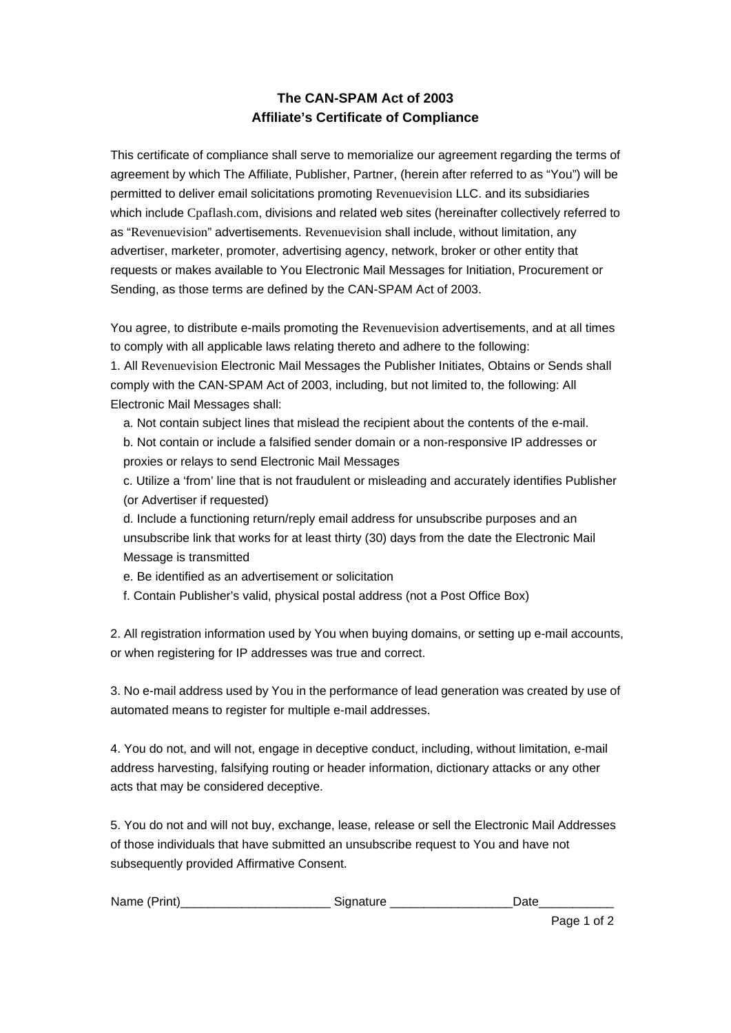# The CAN-SPAM Act of 2003
## Affiliate's Certificate of Compliance

This certificate of compliance shall serve to memorialize our agreement regarding the terms of agreement by which The Affiliate, Publisher, Partner, (herein after referred to as "You") will be permitted to deliver email solicitations promoting Revenuevision LLC. and its subsidiaries which include Cpaflash.com, divisions and related web sites (hereinafter collectively referred to as "Revenuevision" advertisements. Revenuevision shall include, without limitation, any advertiser, marketer, promoter, advertising agency, network, broker or other entity that requests or makes available to You Electronic Mail Messages for Initiation, Procurement or Sending, as those terms are defined by the CAN-SPAM Act of 2003.

You agree, to distribute e-mails promoting the Revenuevision advertisements, and at all times to comply with all applicable laws relating thereto and adhere to the following:

1. All Revenuevision Electronic Mail Messages the Publisher Initiates, Obtains or Sends shall comply with the CAN-SPAM Act of 2003, including, but not limited to, the following: All Electronic Mail Messages shall:
   a. Not contain subject lines that mislead the recipient about the contents of the e-mail.
   b. Not contain or include a falsified sender domain or a non-responsive IP addresses or proxies or relays to send Electronic Mail Messages
   c. Utilize a 'from' line that is not fraudulent or misleading and accurately identifies Publisher (or Advertiser if requested)
   d. Include a functioning return/reply email address for unsubscribe purposes and an unsubscribe link that works for at least thirty (30) days from the date the Electronic Mail Message is transmitted
   e. Be identified as an advertisement or solicitation
   f. Contain Publisher's valid, physical postal address (not a Post Office Box)

2. All registration information used by You when buying domains, or setting up e-mail accounts, or when registering for IP addresses was true and correct.

3. No e-mail address used by You in the performance of lead generation was created by use of automated means to register for multiple e-mail addresses.

4. You do not, and will not, engage in deceptive conduct, including, without limitation, e-mail address harvesting, falsifying routing or header information, dictionary attacks or any other acts that may be considered deceptive.

5. You do not and will not buy, exchange, lease, release or sell the Electronic Mail Addresses of those individuals that have submitted an unsubscribe request to You and have not subsequently provided Affirmative Consent.

Name (Print)______________________ Signature __________________Date___________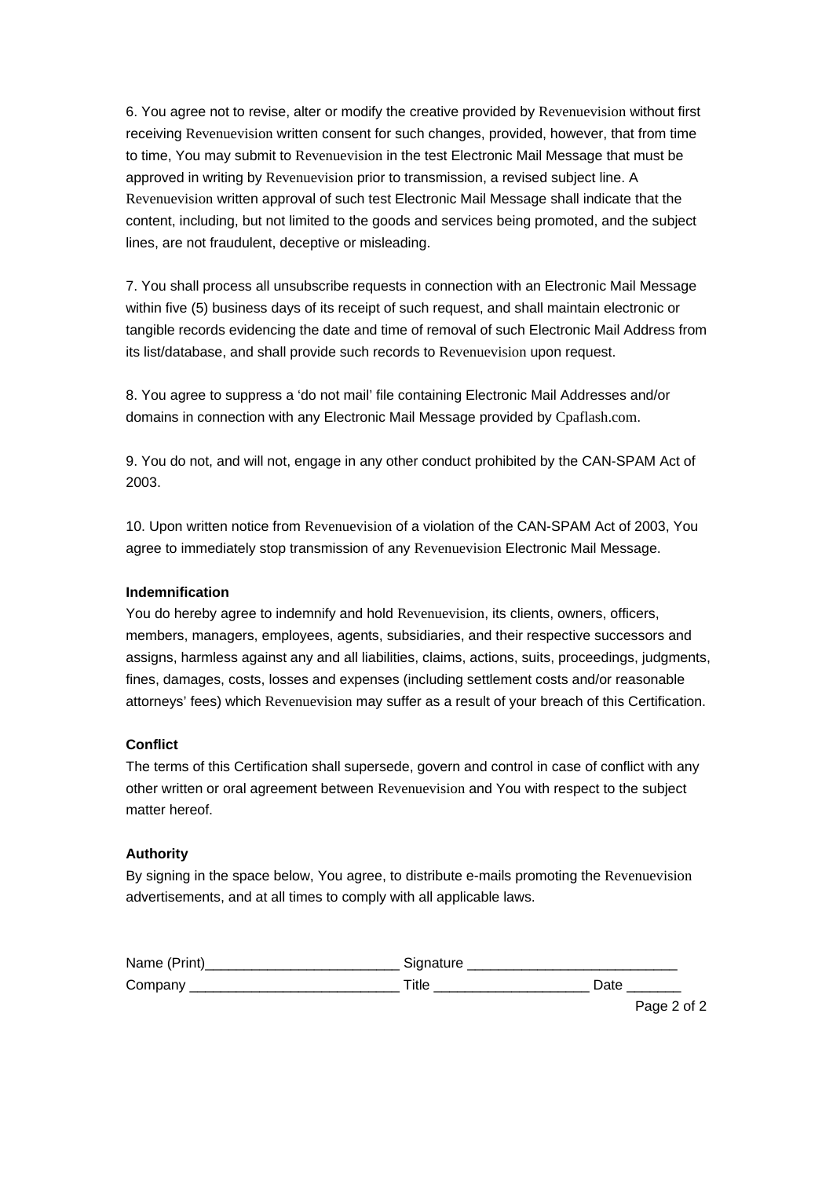6. You agree not to revise, alter or modify the creative provided by Revenuevision without first receiving Revenuevision written consent for such changes, provided, however, that from time to time, You may submit to Revenuevision in the test Electronic Mail Message that must be approved in writing by Revenuevision prior to transmission, a revised subject line. A Revenuevision written approval of such test Electronic Mail Message shall indicate that the content, including, but not limited to the goods and services being promoted, and the subject lines, are not fraudulent, deceptive or misleading.

7. You shall process all unsubscribe requests in connection with an Electronic Mail Message within five (5) business days of its receipt of such request, and shall maintain electronic or tangible records evidencing the date and time of removal of such Electronic Mail Address from its list/database, and shall provide such records to Revenuevision upon request.

8. You agree to suppress a 'do not mail' file containing Electronic Mail Addresses and/or domains in connection with any Electronic Mail Message provided by Cpaflash.com.

9. You do not, and will not, engage in any other conduct prohibited by the CAN-SPAM Act of 2003.

10. Upon written notice from Revenuevision of a violation of the CAN-SPAM Act of 2003, You agree to immediately stop transmission of any Revenuevision Electronic Mail Message.

**Indemnification**

You do hereby agree to indemnify and hold Revenuevision, its clients, owners, officers, members, managers, employees, agents, subsidiaries, and their respective successors and assigns, harmless against any and all liabilities, claims, actions, suits, proceedings, judgments, fines, damages, costs, losses and expenses (including settlement costs and/or reasonable attorneys' fees) which Revenuevision may suffer as a result of your breach of this Certification.

**Conflict**

The terms of this Certification shall supersede, govern and control in case of conflict with any other written or oral agreement between Revenuevision and You with respect to the subject matter hereof.

**Authority**

By signing in the space below, You agree, to distribute e-mails promoting the Revenuevision advertisements, and at all times to comply with all applicable laws.

Name (Print)_________________________ Signature ___________________________

Company ___________________________ Title ____________________ Date _______